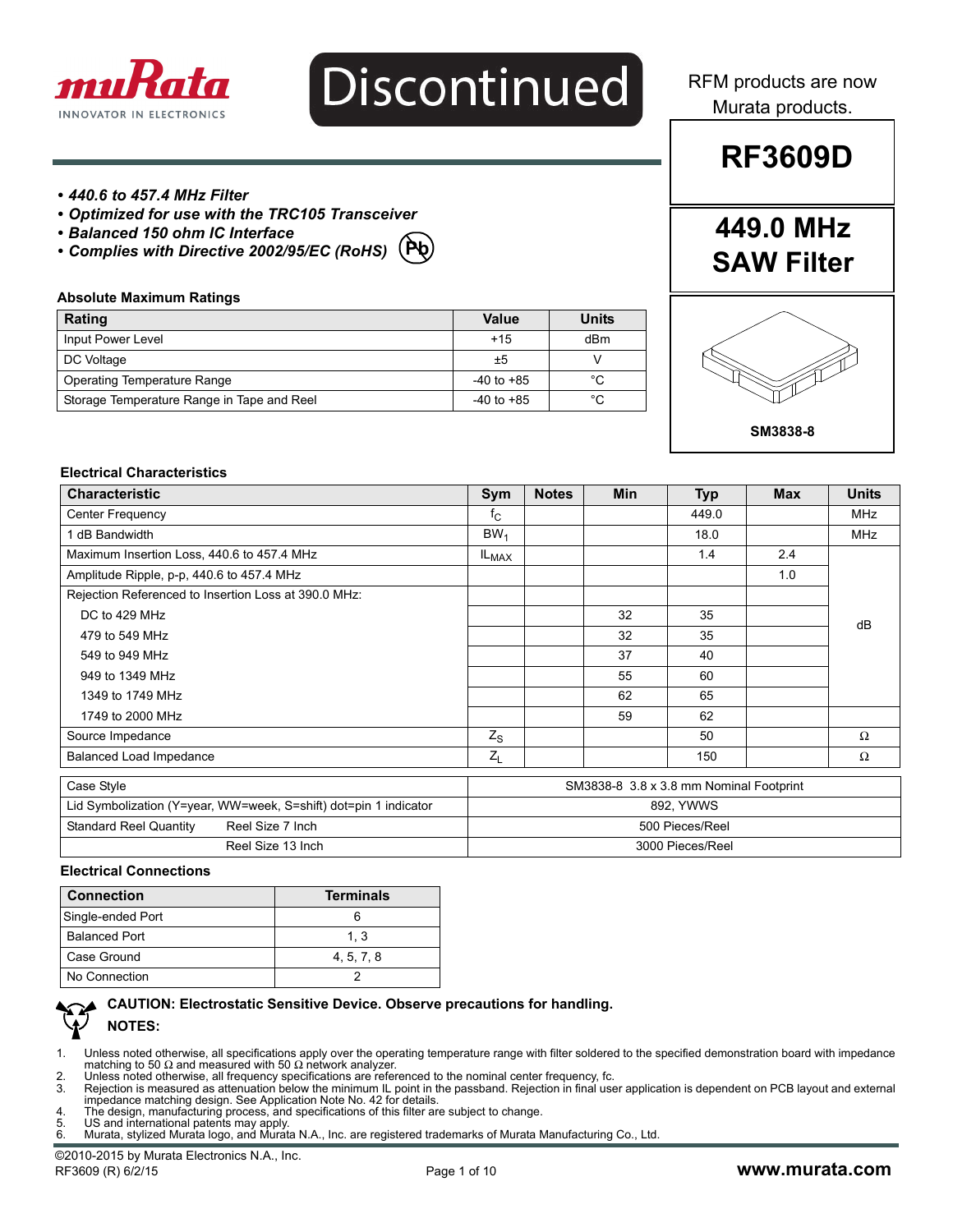Discontinued

RFM products are now Murata products.

# RF3609D

## 449.0 MHz SAW Filter

SM3838-8

- ***440.6 to 457.4 MHz Filter***
- ***Optimized for use with the TRC105 Transceiver***
- ***Balanced 150 ohm IC Interface***
- ***Complies with Directive 2002/95/EC (RoHS)***

### Absolute Maximum Ratings

| Rating | Value | Units |
|---|---|---|
| Input Power Level | +15 | dBm |
| DC Voltage | ±5 | V |
| Operating Temperature Range | -40 to +85 | °C |
| Storage Temperature Range in Tape and Reel | -40 to +85 | °C |

### Electrical Characteristics

| Characteristic | Sym | Notes | Min | Typ | Max | Units |
|---|---|---|---|---|---|---|
| Center Frequency | $f_C$ | | | 449.0 | | MHz |
| 1 dB Bandwidth | $BW_1$ | | | 18.0 | | MHz |
| Maximum Insertion Loss, 440.6 to 457.4 MHz | $IL_{MAX}$ | | | 1.4 | 2.4 | dB |
| Amplitude Ripple, p-p, 440.6 to 457.4 MHz | | | | | 1.0 | dB |
| Rejection Referenced to Insertion Loss at 390.0 MHz: | | | | | | dB |
| DC to 429 MHz | | | 32 | 35 | | dB |
| 479 to 549 MHz | | | 32 | 35 | | dB |
| 549 to 949 MHz | | | 37 | 40 | | dB |
| 949 to 1349 MHz | | | 55 | 60 | | dB |
| 1349 to 1749 MHz | | | 62 | 65 | | dB |
| 1749 to 2000 MHz | | | 59 | 62 | | dB |
| Source Impedance | $Z_S$ | | | 50 | | Ω |
| Balanced Load Impedance | $Z_L$ | | | 150 | | Ω |

| | |
|---|---|
| Case Style | SM3838-8 3.8 x 3.8 mm Nominal Footprint |
| Lid Symbolization (Y=year, WW=week, S=shift) dot=pin 1 indicator | 892, YWWS |
| Standard Reel Quantity — Reel Size 7 Inch | 500 Pieces/Reel |
| Standard Reel Quantity — Reel Size 13 Inch | 3000 Pieces/Reel |

### Electrical Connections

| Connection | Terminals |
|---|---|
| Single-ended Port | 6 |
| Balanced Port | 1, 3 |
| Case Ground | 4, 5, 7, 8 |
| No Connection | 2 |

**CAUTION: Electrostatic Sensitive Device. Observe precautions for handling.**

**NOTES:**

1. Unless noted otherwise, all specifications apply over the operating temperature range with filter soldered to the specified demonstration board with impedance matching to 50 Ω and measured with 50 Ω network analyzer.
2. Unless noted otherwise, all frequency specifications are referenced to the nominal center frequency, fc.
3. Rejection is measured as attenuation below the minimum IL point in the passband. Rejection in final user application is dependent on PCB layout and external impedance matching design. See Application Note No. 42 for details.
4. The design, manufacturing process, and specifications of this filter are subject to change.
5. US and international patents may apply.
6. Murata, stylized Murata logo, and Murata N.A., Inc. are registered trademarks of Murata Manufacturing Co., Ltd.

©2010-2015 by Murata Electronics N.A., Inc.
RF3609 (R) 6/2/15
www.murata.com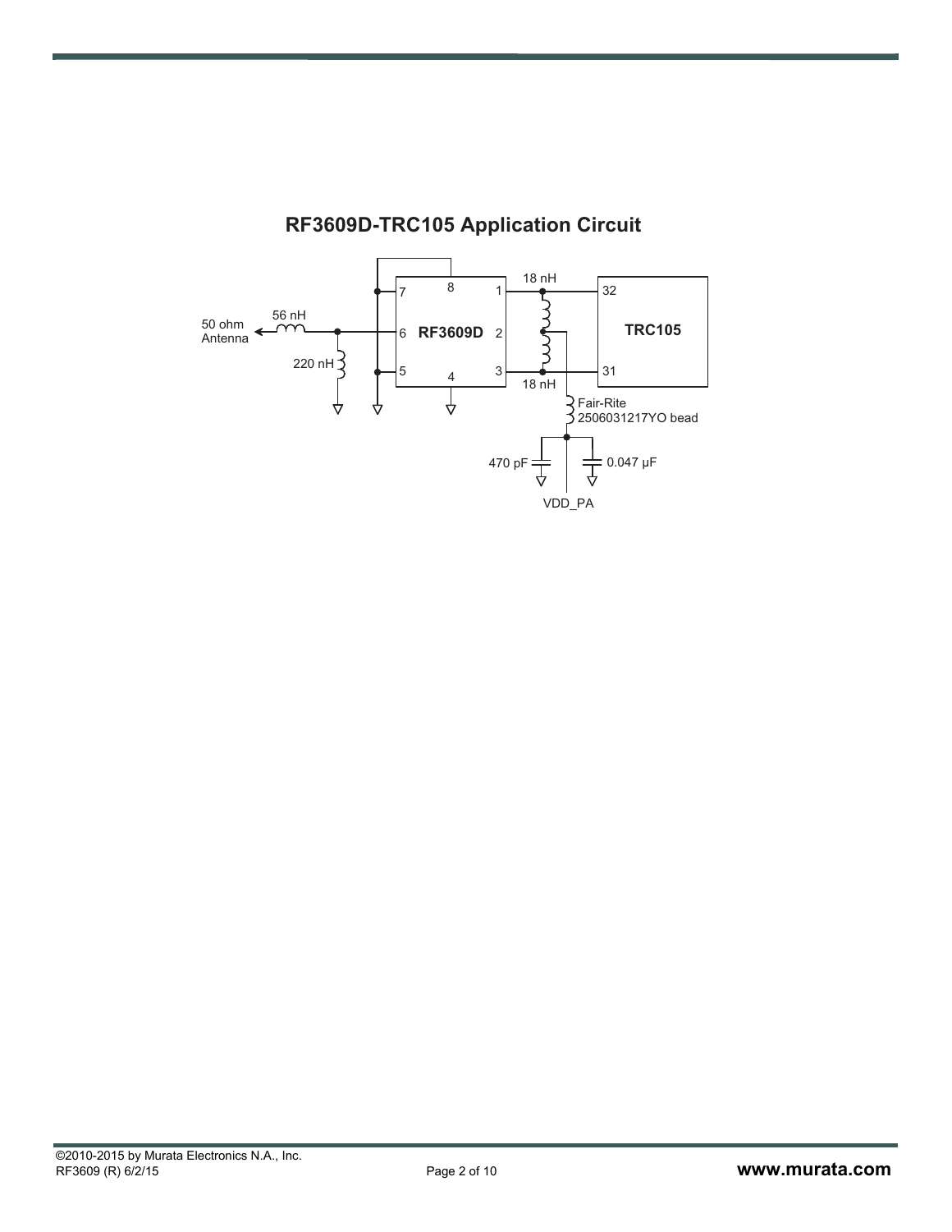## RF3609D-TRC105 Application Circuit

50 ohm Antenna

56 nH

220 nH

RF3609D

TRC105

18 nH

18 nH

Fair-Rite 2506031217YO bead

470 pF

0.047 µF

VDD_PA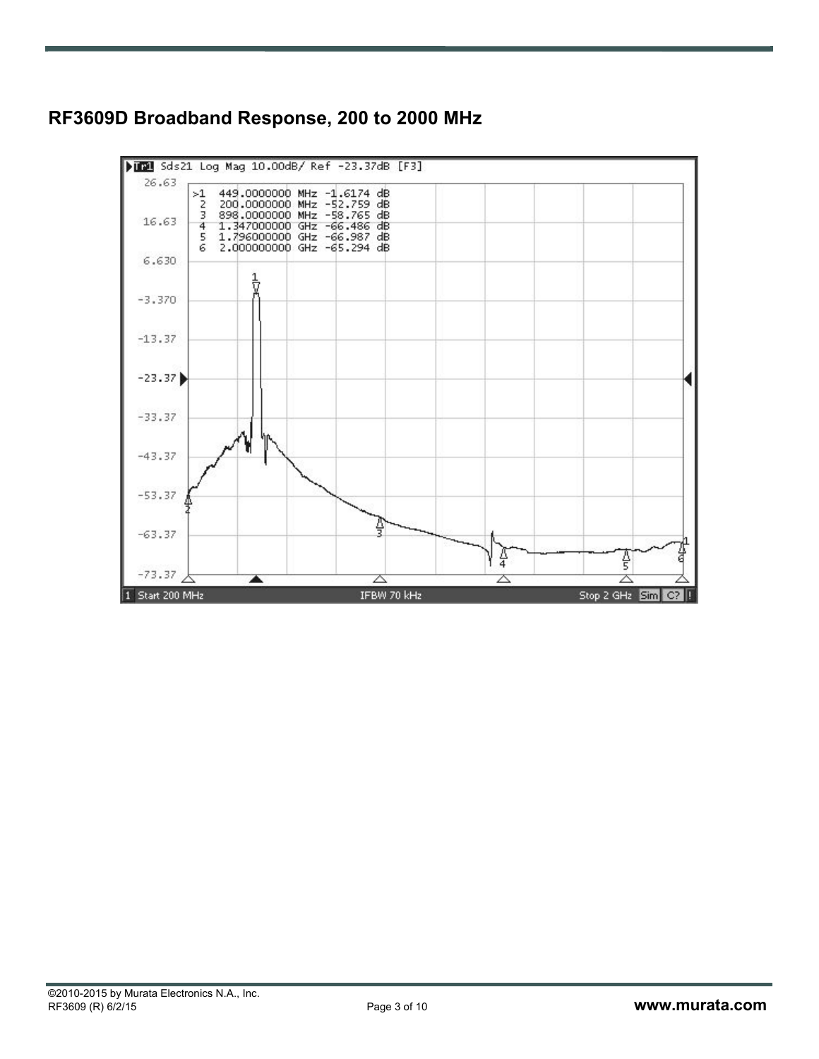## RF3609D Broadband Response, 200 to 2000 MHz

Tr1 Sds21 Log Mag 10.00dB/ Ref -23.37dB [F3]

| Marker | Frequency | Value |
|---|---|---|
| >1 | 449.0000000 MHz | -1.6174 dB |
| 2 | 200.0000000 MHz | -52.759 dB |
| 3 | 898.0000000 MHz | -58.765 dB |
| 4 | 1.347000000 GHz | -66.486 dB |
| 5 | 1.796000000 GHz | -66.987 dB |
| 6 | 2.000000000 GHz | -65.294 dB |

1 Start 200 MHz IFBW 70 kHz Stop 2 GHz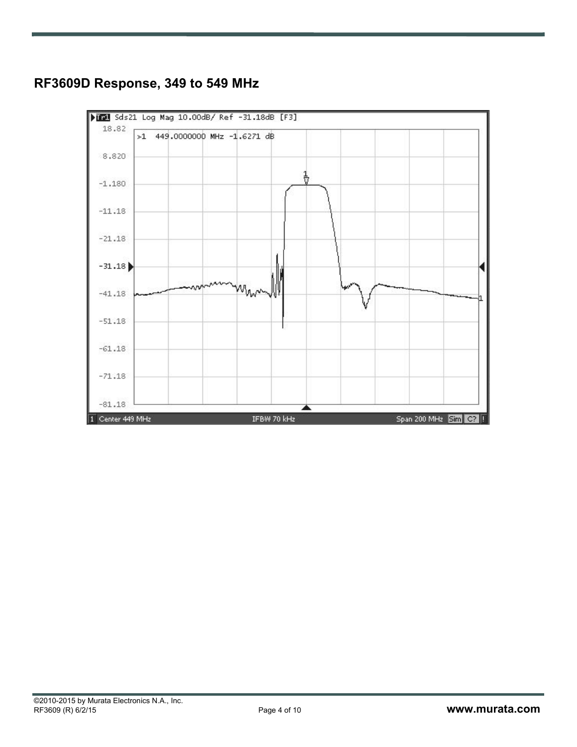## RF3609D Response, 349 to 549 MHz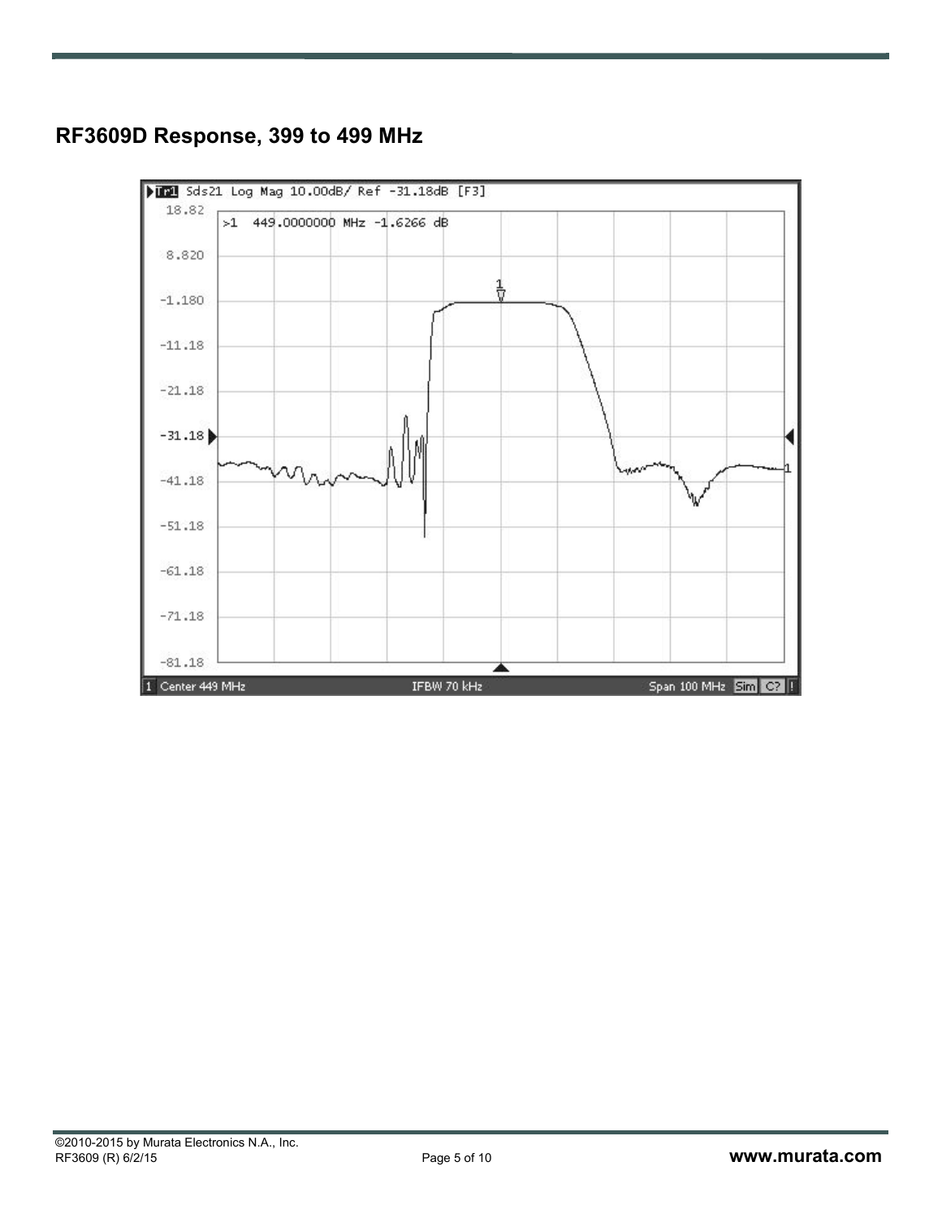## RF3609D Response, 399 to 499 MHz

Tr1 Sds21 Log Mag 10.00dB/ Ref -31.18dB [F3]

>1 449.0000000 MHz -1.6266 dB

18.82
8.820
-1.180
-11.18
-21.18
-31.18
-41.18
-51.18
-61.18
-71.18
-81.18

1 Center 449 MHz IFBW 70 kHz Span 100 MHz Sim C?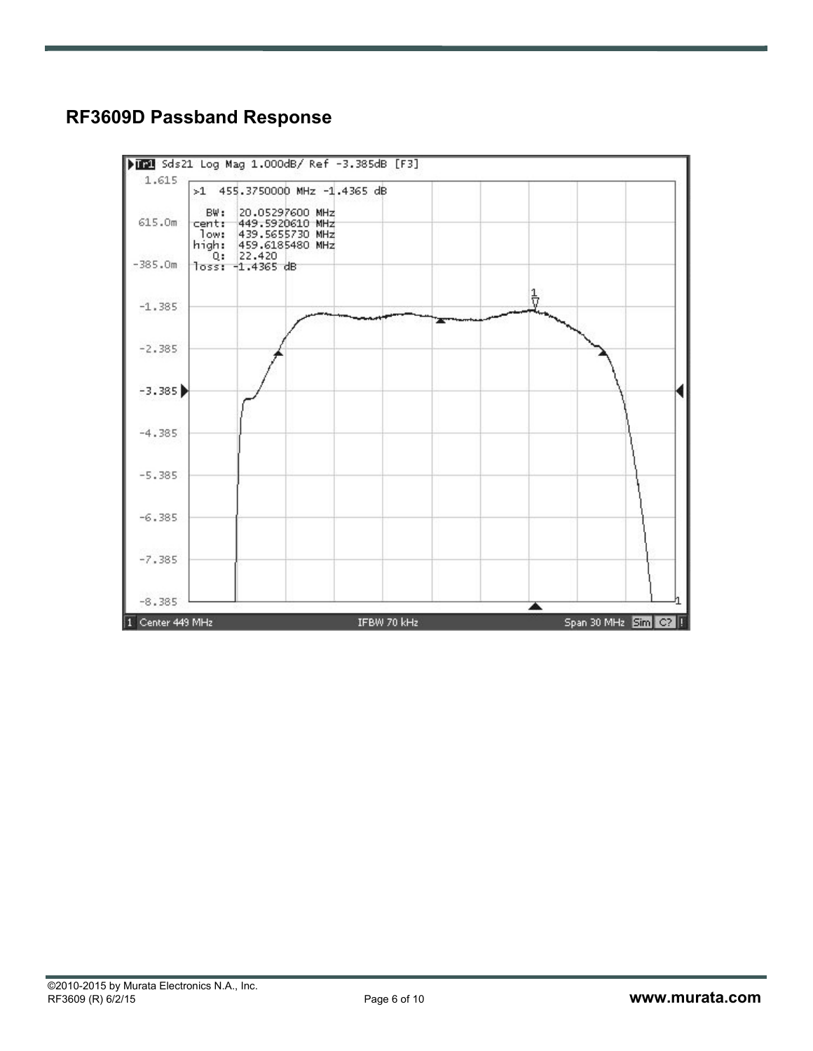## RF3609D Passband Response

Tr1 Sds21 Log Mag 1.000dB/ Ref -3.385dB [F3]

>1 455.3750000 MHz -1.4365 dB

BW: 20.05297600 MHz
cent: 449.5920610 MHz
low: 439.5655730 MHz
high: 459.6185480 MHz
Q: 22.420
loss: -1.4365 dB

1 Center 449 MHz    IFBW 70 kHz    Span 30 MHz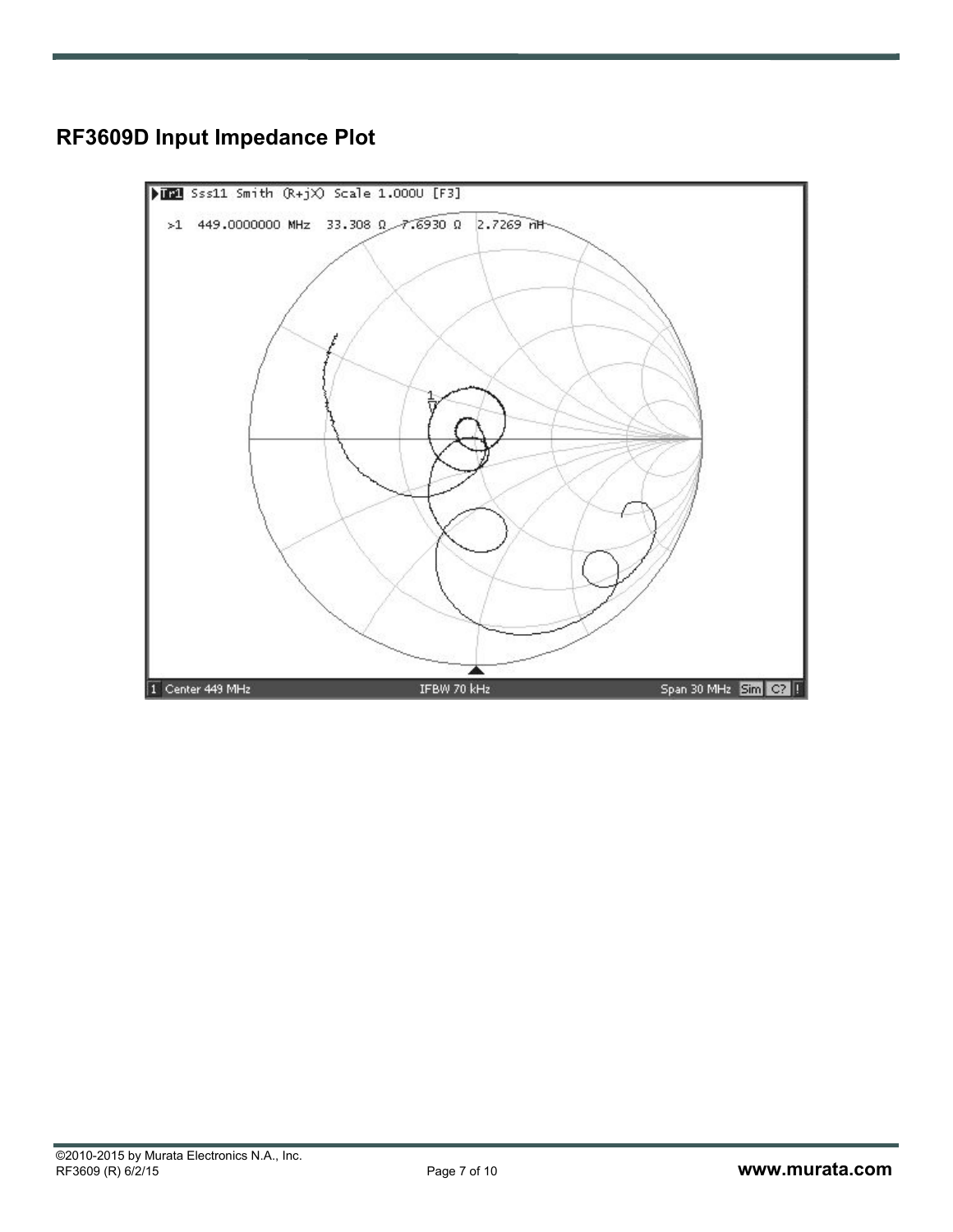## RF3609D Input Impedance Plot

Tr1 Sss11 Smith (R+jX) Scale 1.000U [F3]

>1 449.0000000 MHz 33.308 Ω 7.6930 Ω 2.7269 nH

1 Center 449 MHz IFBW 70 kHz Span 30 MHz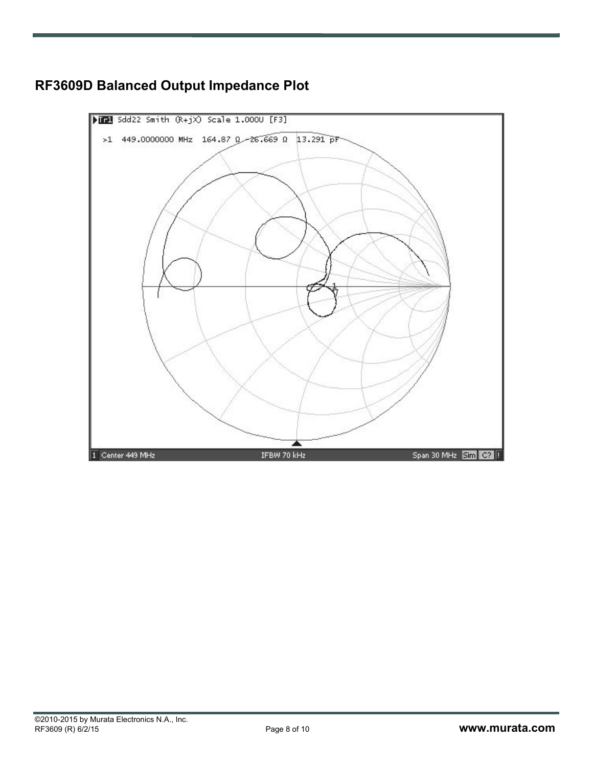## RF3609D Balanced Output Impedance Plot

Tr1 Sdd22 Smith (R+jX) Scale 1.000U [F3]

>1 449.0000000 MHz 164.87 Ω -26.669 Ω 13.291 pF

1 Center 449 MHz IFBW 70 kHz Span 30 MHz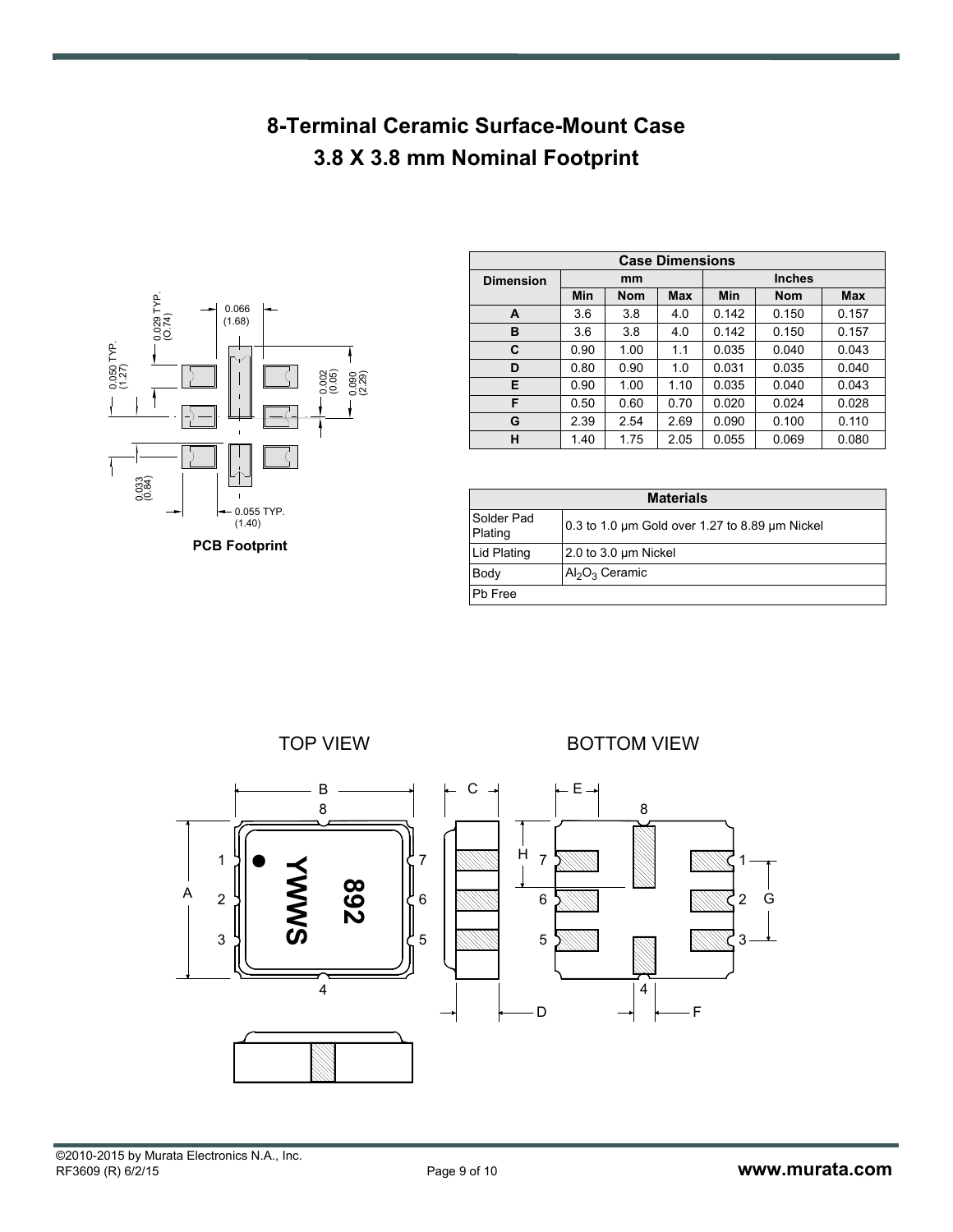# 8-Terminal Ceramic Surface-Mount Case
## 3.8 X 3.8 mm Nominal Footprint

**PCB Footprint**

| Case Dimensions | | | | | | |
|---|---|---|---|---|---|---|
| **Dimension** | **mm** | | | **Inches** | | |
| | **Min** | **Nom** | **Max** | **Min** | **Nom** | **Max** |
| **A** | 3.6 | 3.8 | 4.0 | 0.142 | 0.150 | 0.157 |
| **B** | 3.6 | 3.8 | 4.0 | 0.142 | 0.150 | 0.157 |
| **C** | 0.90 | 1.00 | 1.1 | 0.035 | 0.040 | 0.043 |
| **D** | 0.80 | 0.90 | 1.0 | 0.031 | 0.035 | 0.040 |
| **E** | 0.90 | 1.00 | 1.10 | 0.035 | 0.040 | 0.043 |
| **F** | 0.50 | 0.60 | 0.70 | 0.020 | 0.024 | 0.028 |
| **G** | 2.39 | 2.54 | 2.69 | 0.090 | 0.100 | 0.110 |
| **H** | 1.40 | 1.75 | 2.05 | 0.055 | 0.069 | 0.080 |

| Materials | |
|---|---|
| Solder Pad Plating | 0.3 to 1.0 µm Gold over 1.27 to 8.89 µm Nickel |
| Lid Plating | 2.0 to 3.0 µm Nickel |
| Body | $Al_2O_3$ Ceramic |
| Pb Free | |

TOP VIEW

BOTTOM VIEW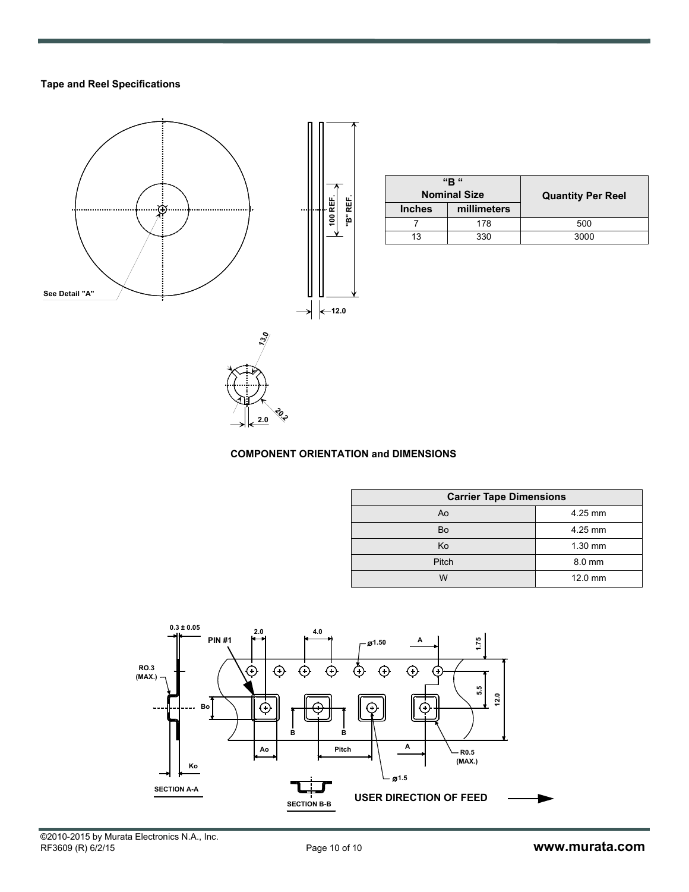## Tape and Reel Specifications

| "B" Nominal Size | | Quantity Per Reel |
|---|---|---|
| Inches | millimeters | |
| 7 | 178 | 500 |
| 13 | 330 | 3000 |

### COMPONENT ORIENTATION and DIMENSIONS

| Carrier Tape Dimensions | |
|---|---|
| Ao | 4.25 mm |
| Bo | 4.25 mm |
| Ko | 1.30 mm |
| Pitch | 8.0 mm |
| W | 12.0 mm |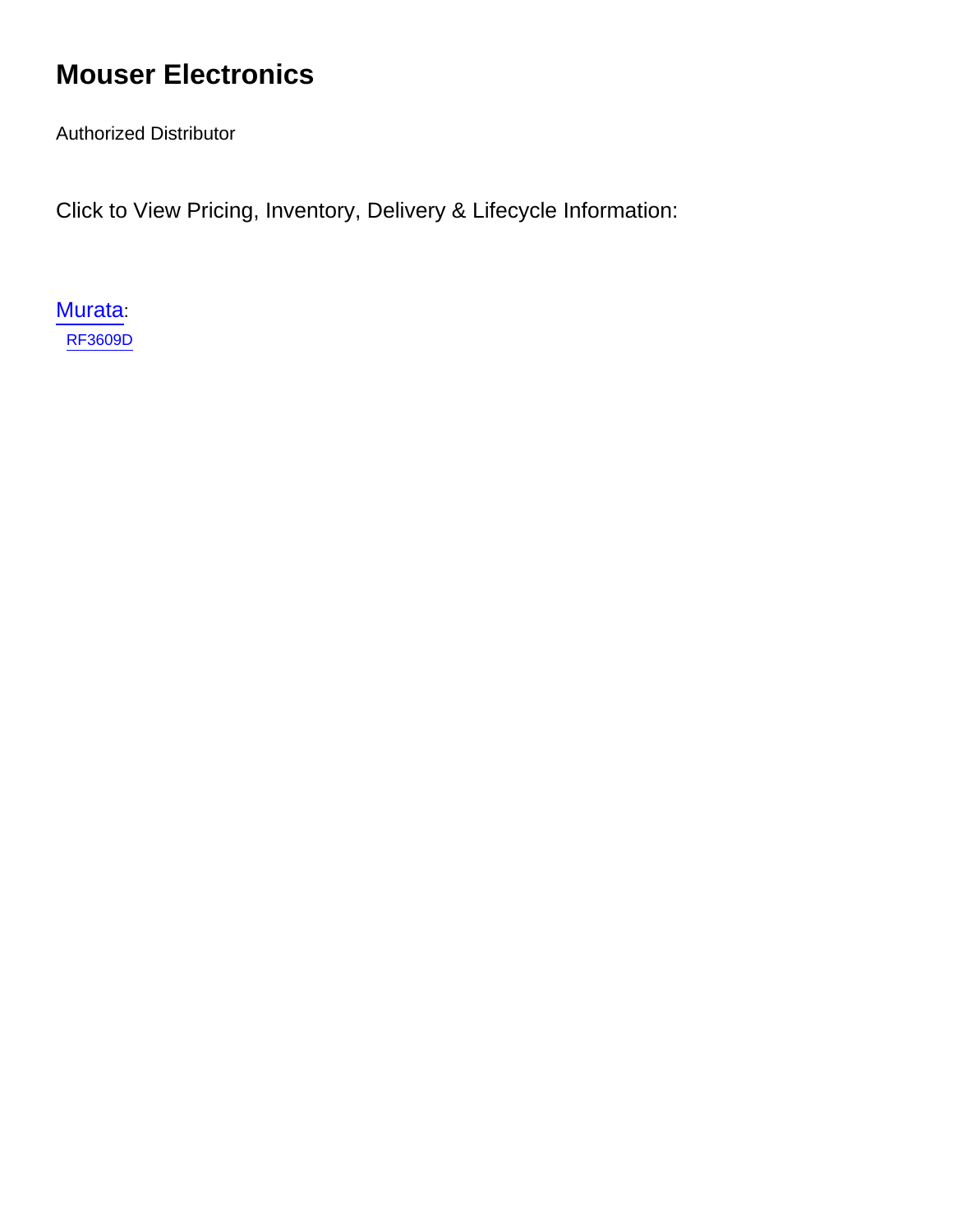# Mouser Electronics

Authorized Distributor

Click to View Pricing, Inventory, Delivery & Lifecycle Information:

Murata:

RF3609D